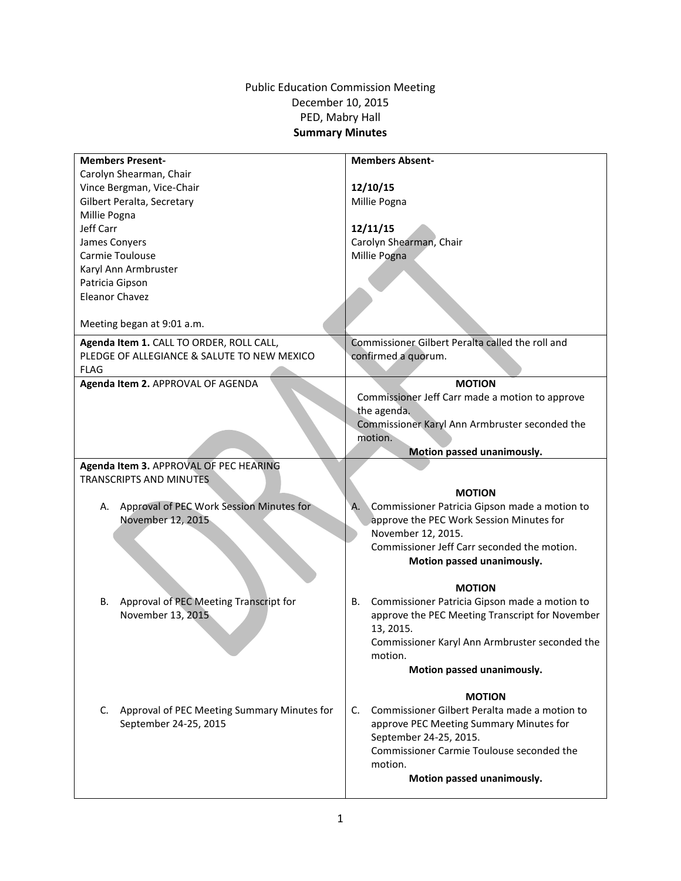# Public Education Commission Meeting
## December 10, 2015
## PED, Mabry Hall
## **Summary Minutes**

| **Members Present-**<br>Carolyn Shearman, Chair<br>Vince Bergman, Vice-Chair<br>Gilbert Peralta, Secretary<br>Millie Pogna<br>Jeff Carr<br>James Conyers<br>Carmie Toulouse<br>Karyl Ann Armbruster<br>Patricia Gipson<br>Eleanor Chavez<br><br>Meeting began at 9:01 a.m. | **Members Absent-**<br><br>**12/10/15**<br>Millie Pogna<br><br>**12/11/15**<br>Carolyn Shearman, Chair<br>Millie Pogna |
|---|---|
| **Agenda Item 1.** CALL TO ORDER, ROLL CALL, PLEDGE OF ALLEGIANCE & SALUTE TO NEW MEXICO FLAG | Commissioner Gilbert Peralta called the roll and confirmed a quorum. |
| **Agenda Item 2.** APPROVAL OF AGENDA | **MOTION**<br>Commissioner Jeff Carr made a motion to approve the agenda.<br>Commissioner Karyl Ann Armbruster seconded the motion.<br>**Motion passed unanimously.** |
| **Agenda Item 3.** APPROVAL OF PEC HEARING TRANSCRIPTS AND MINUTES | |
| A. Approval of PEC Work Session Minutes for November 12, 2015 | **MOTION**<br>A. Commissioner Patricia Gipson made a motion to approve the PEC Work Session Minutes for November 12, 2015.<br>Commissioner Jeff Carr seconded the motion.<br>**Motion passed unanimously.** |
| B. Approval of PEC Meeting Transcript for November 13, 2015 | **MOTION**<br>B. Commissioner Patricia Gipson made a motion to approve the PEC Meeting Transcript for November 13, 2015.<br>Commissioner Karyl Ann Armbruster seconded the motion.<br>**Motion passed unanimously.** |
| C. Approval of PEC Meeting Summary Minutes for September 24-25, 2015 | **MOTION**<br>C. Commissioner Gilbert Peralta made a motion to approve PEC Meeting Summary Minutes for September 24-25, 2015.<br>Commissioner Carmie Toulouse seconded the motion.<br>**Motion passed unanimously.** |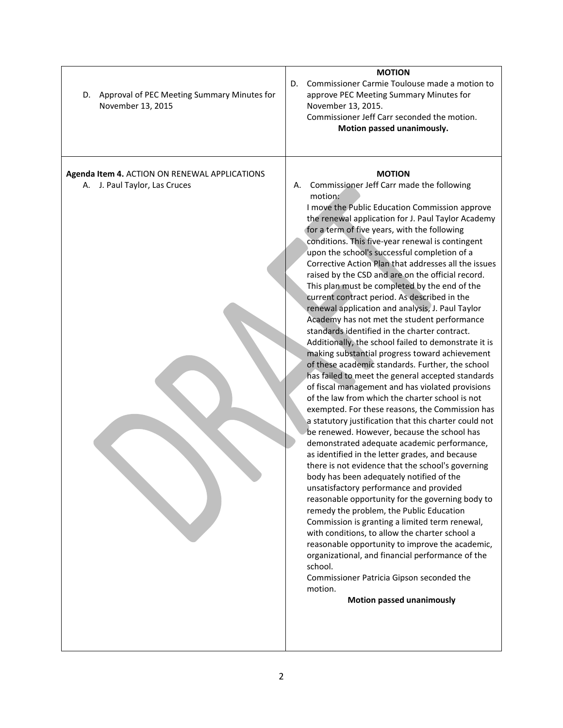| | |
|---|---|
| D. Approval of PEC Meeting Summary Minutes for November 13, 2015 | **MOTION**<br>D. Commissioner Carmie Toulouse made a motion to approve PEC Meeting Summary Minutes for November 13, 2015.<br>Commissioner Jeff Carr seconded the motion.<br>**Motion passed unanimously.** |
| **Agenda Item 4.** ACTION ON RENEWAL APPLICATIONS<br>A. J. Paul Taylor, Las Cruces | **MOTION**<br>A. Commissioner Jeff Carr made the following motion:<br>I move the Public Education Commission approve the renewal application for J. Paul Taylor Academy for a term of five years, with the following conditions. This five-year renewal is contingent upon the school's successful completion of a Corrective Action Plan that addresses all the issues raised by the CSD and are on the official record. This plan must be completed by the end of the current contract period. As described in the renewal application and analysis, J. Paul Taylor Academy has not met the student performance standards identified in the charter contract. Additionally, the school failed to demonstrate it is making substantial progress toward achievement of these academic standards. Further, the school has failed to meet the general accepted standards of fiscal management and has violated provisions of the law from which the charter school is not exempted. For these reasons, the Commission has a statutory justification that this charter could not be renewed. However, because the school has demonstrated adequate academic performance, as identified in the letter grades, and because there is not evidence that the school's governing body has been adequately notified of the unsatisfactory performance and provided reasonable opportunity for the governing body to remedy the problem, the Public Education Commission is granting a limited term renewal, with conditions, to allow the charter school a reasonable opportunity to improve the academic, organizational, and financial performance of the school.<br>Commissioner Patricia Gipson seconded the motion.<br>**Motion passed unanimously** |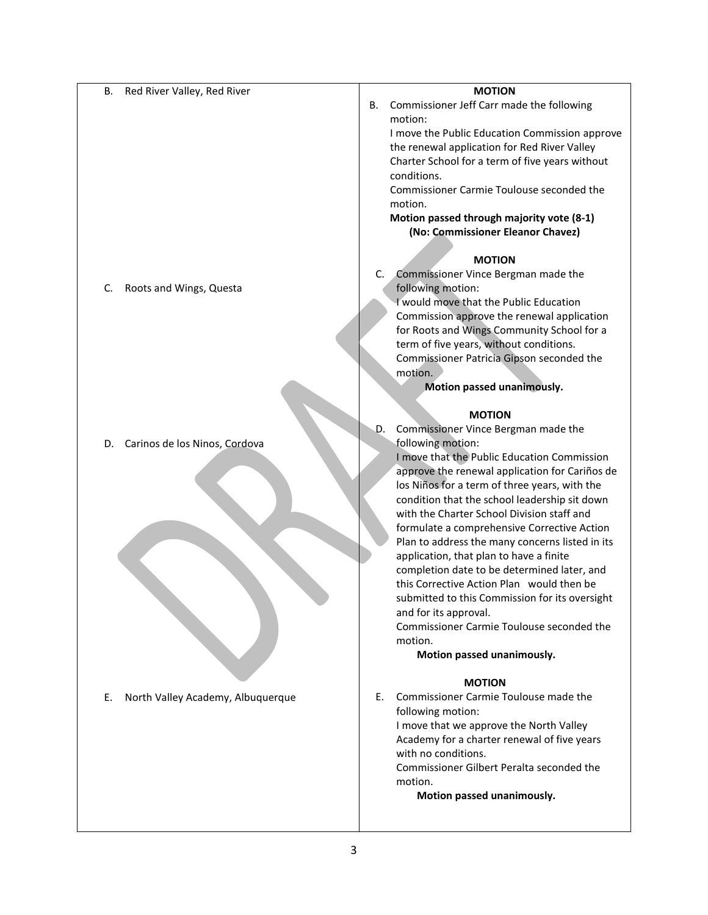| | |
|---|---|
| B. Red River Valley, Red River | **MOTION**<br>B. Commissioner Jeff Carr made the following motion:<br>I move the Public Education Commission approve the renewal application for Red River Valley Charter School for a term of five years without conditions.<br>Commissioner Carmie Toulouse seconded the motion.<br>**Motion passed through majority vote (8-1) (No: Commissioner Eleanor Chavez)** |
| C. Roots and Wings, Questa | **MOTION**<br>C. Commissioner Vince Bergman made the following motion:<br>I would move that the Public Education Commission approve the renewal application for Roots and Wings Community School for a term of five years, without conditions.<br>Commissioner Patricia Gipson seconded the motion.<br>**Motion passed unanimously.** |
| D. Carinos de los Ninos, Cordova | **MOTION**<br>D. Commissioner Vince Bergman made the following motion:<br>I move that the Public Education Commission approve the renewal application for Cariños de los Niños for a term of three years, with the condition that the school leadership sit down with the Charter School Division staff and formulate a comprehensive Corrective Action Plan to address the many concerns listed in its application, that plan to have a finite completion date to be determined later, and this Corrective Action Plan would then be submitted to this Commission for its oversight and for its approval.<br>Commissioner Carmie Toulouse seconded the motion.<br>**Motion passed unanimously.** |
| E. North Valley Academy, Albuquerque | **MOTION**<br>E. Commissioner Carmie Toulouse made the following motion:<br>I move that we approve the North Valley Academy for a charter renewal of five years with no conditions.<br>Commissioner Gilbert Peralta seconded the motion.<br>**Motion passed unanimously.** |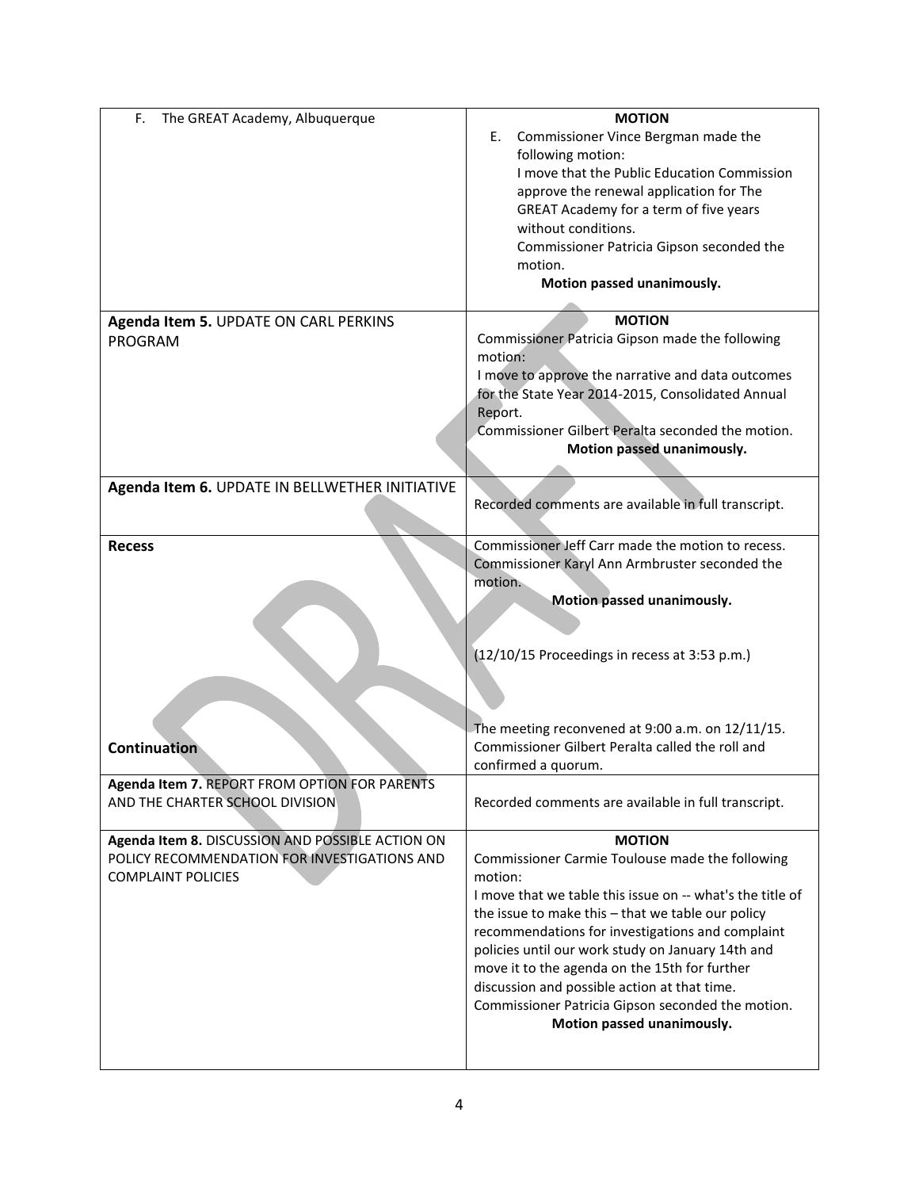| | |
|---|---|
| F. The GREAT Academy, Albuquerque | **MOTION**<br>E. Commissioner Vince Bergman made the following motion:<br>I move that the Public Education Commission approve the renewal application for The GREAT Academy for a term of five years without conditions.<br>Commissioner Patricia Gipson seconded the motion.<br>**Motion passed unanimously.** |
| **Agenda Item 5.** UPDATE ON CARL PERKINS PROGRAM | **MOTION**<br>Commissioner Patricia Gipson made the following motion:<br>I move to approve the narrative and data outcomes for the State Year 2014-2015, Consolidated Annual Report.<br>Commissioner Gilbert Peralta seconded the motion.<br>**Motion passed unanimously.** |
| **Agenda Item 6.** UPDATE IN BELLWETHER INITIATIVE | Recorded comments are available in full transcript. |
| **Recess**<br><br><br><br><br><br>**Continuation** | Commissioner Jeff Carr made the motion to recess. Commissioner Karyl Ann Armbruster seconded the motion.<br>**Motion passed unanimously.**<br><br>(12/10/15 Proceedings in recess at 3:53 p.m.)<br><br>The meeting reconvened at 9:00 a.m. on 12/11/15. Commissioner Gilbert Peralta called the roll and confirmed a quorum. |
| **Agenda Item 7.** REPORT FROM OPTION FOR PARENTS AND THE CHARTER SCHOOL DIVISION | Recorded comments are available in full transcript. |
| **Agenda Item 8.** DISCUSSION AND POSSIBLE ACTION ON POLICY RECOMMENDATION FOR INVESTIGATIONS AND COMPLAINT POLICIES | **MOTION**<br>Commissioner Carmie Toulouse made the following motion:<br>I move that we table this issue on -- what's the title of the issue to make this – that we table our policy recommendations for investigations and complaint policies until our work study on January 14th and move it to the agenda on the 15th for further discussion and possible action at that time.<br>Commissioner Patricia Gipson seconded the motion.<br>**Motion passed unanimously.** |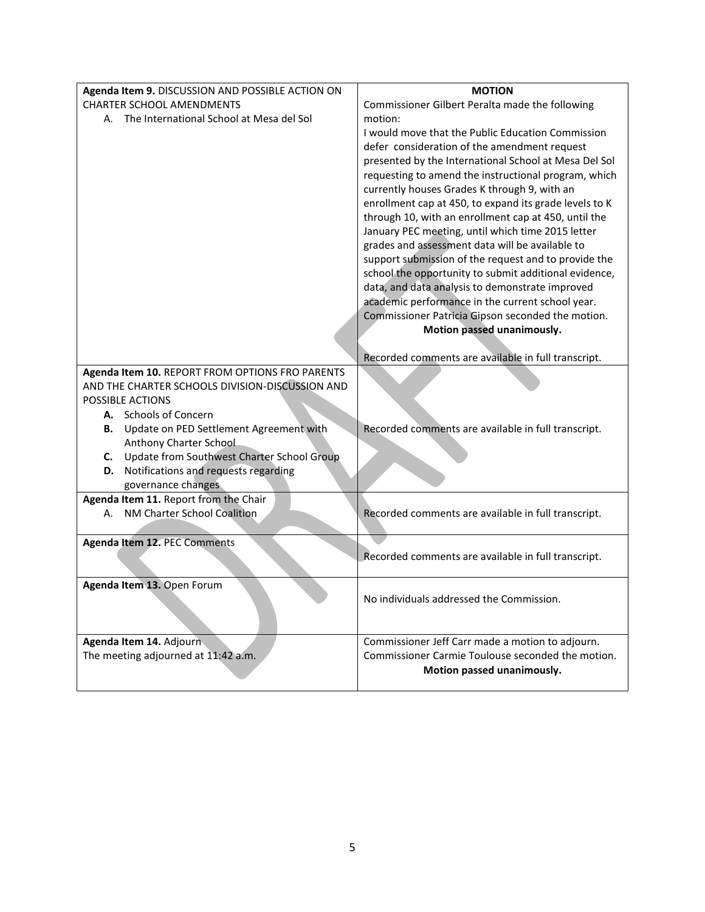| | |
|---|---|
| **Agenda Item 9.** DISCUSSION AND POSSIBLE ACTION ON CHARTER SCHOOL AMENDMENTS<br>A. The International School at Mesa del Sol | **MOTION**<br>Commissioner Gilbert Peralta made the following motion:<br>I would move that the Public Education Commission defer consideration of the amendment request presented by the International School at Mesa Del Sol requesting to amend the instructional program, which currently houses Grades K through 9, with an enrollment cap at 450, to expand its grade levels to K through 10, with an enrollment cap at 450, until the January PEC meeting, until which time 2015 letter grades and assessment data will be available to support submission of the request and to provide the school the opportunity to submit additional evidence, data, and data analysis to demonstrate improved academic performance in the current school year.<br>Commissioner Patricia Gipson seconded the motion.<br>**Motion passed unanimously.**<br><br>Recorded comments are available in full transcript. |
| **Agenda Item 10.** REPORT FROM OPTIONS FRO PARENTS AND THE CHARTER SCHOOLS DIVISION-DISCUSSION AND POSSIBLE ACTIONS<br>**A.** Schools of Concern<br>**B.** Update on PED Settlement Agreement with Anthony Charter School<br>**C.** Update from Southwest Charter School Group<br>**D.** Notifications and requests regarding governance changes | Recorded comments are available in full transcript. |
| **Agenda Item 11.** Report from the Chair<br>A. NM Charter School Coalition | Recorded comments are available in full transcript. |
| **Agenda Item 12.** PEC Comments | Recorded comments are available in full transcript. |
| **Agenda Item 13.** Open Forum | No individuals addressed the Commission. |
| **Agenda Item 14.** Adjourn<br>The meeting adjourned at 11:42 a.m. | Commissioner Jeff Carr made a motion to adjourn.<br>Commissioner Carmie Toulouse seconded the motion.<br>**Motion passed unanimously.** |